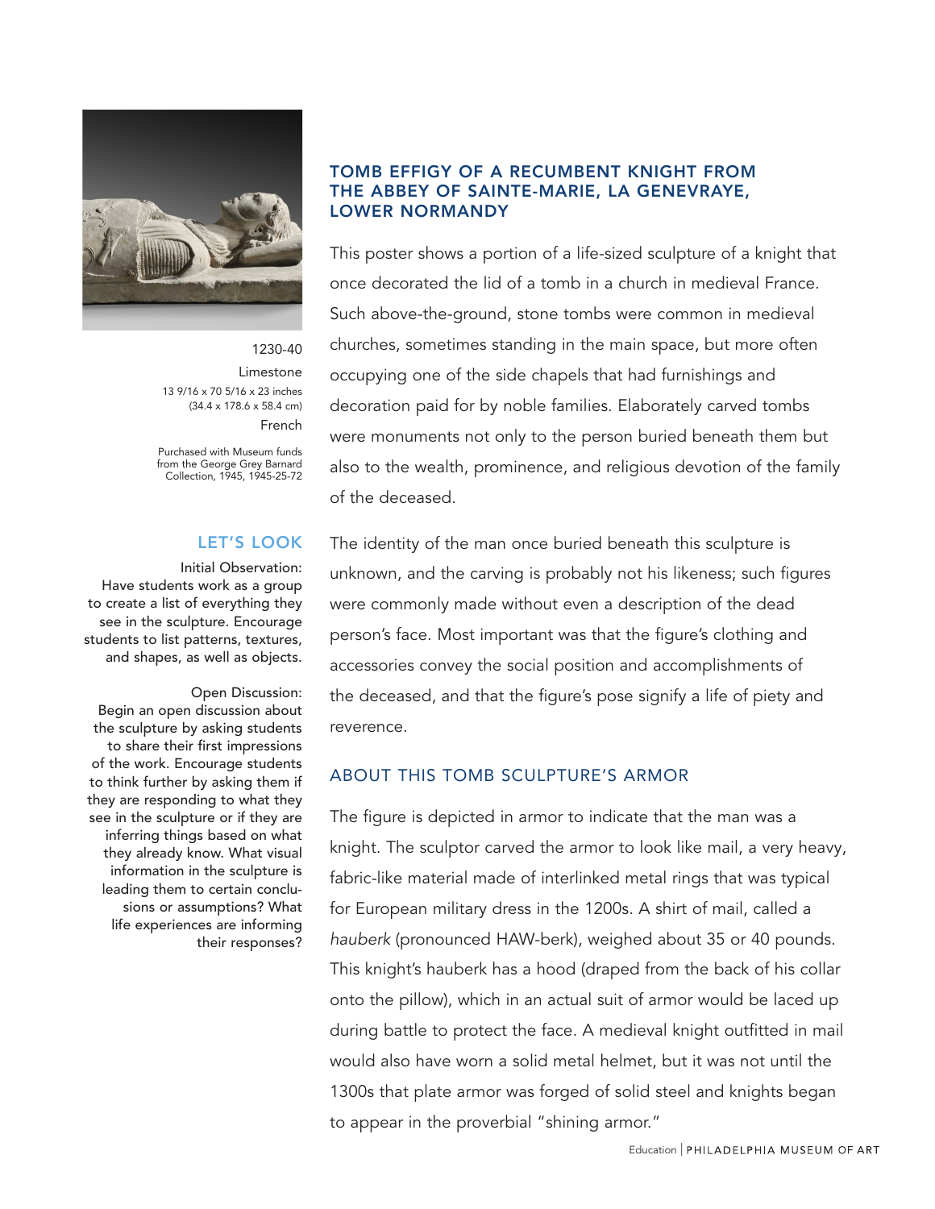1230-40

Limestone

13 9/16 x 70 5/16 x 23 inches (34.4 x 178.6 x 58.4 cm)

French

Purchased with Museum funds from the George Grey Barnard Collection, 1945, 1945-25-72

## LET'S LOOK

Initial Observation:
Have students work as a group to create a list of everything they see in the sculpture. Encourage students to list patterns, textures, and shapes, as well as objects.

Open Discussion:
Begin an open discussion about the sculpture by asking students to share their first impressions of the work. Encourage students to think further by asking them if they are responding to what they see in the sculpture or if they are inferring things based on what they already know. What visual information in the sculpture is leading them to certain conclusions or assumptions? What life experiences are informing their responses?

# TOMB EFFIGY OF A RECUMBENT KNIGHT FROM THE ABBEY OF SAINTE-MARIE, LA GENEVRAYE, LOWER NORMANDY

This poster shows a portion of a life-sized sculpture of a knight that once decorated the lid of a tomb in a church in medieval France. Such above-the-ground, stone tombs were common in medieval churches, sometimes standing in the main space, but more often occupying one of the side chapels that had furnishings and decoration paid for by noble families. Elaborately carved tombs were monuments not only to the person buried beneath them but also to the wealth, prominence, and religious devotion of the family of the deceased.

The identity of the man once buried beneath this sculpture is unknown, and the carving is probably not his likeness; such figures were commonly made without even a description of the dead person's face. Most important was that the figure's clothing and accessories convey the social position and accomplishments of the deceased, and that the figure's pose signify a life of piety and reverence.

## ABOUT THIS TOMB SCULPTURE'S ARMOR

The figure is depicted in armor to indicate that the man was a knight. The sculptor carved the armor to look like mail, a very heavy, fabric-like material made of interlinked metal rings that was typical for European military dress in the 1200s. A shirt of mail, called a *hauberk* (pronounced HAW-berk), weighed about 35 or 40 pounds. This knight's hauberk has a hood (draped from the back of his collar onto the pillow), which in an actual suit of armor would be laced up during battle to protect the face. A medieval knight outfitted in mail would also have worn a solid metal helmet, but it was not until the 1300s that plate armor was forged of solid steel and knights began to appear in the proverbial "shining armor."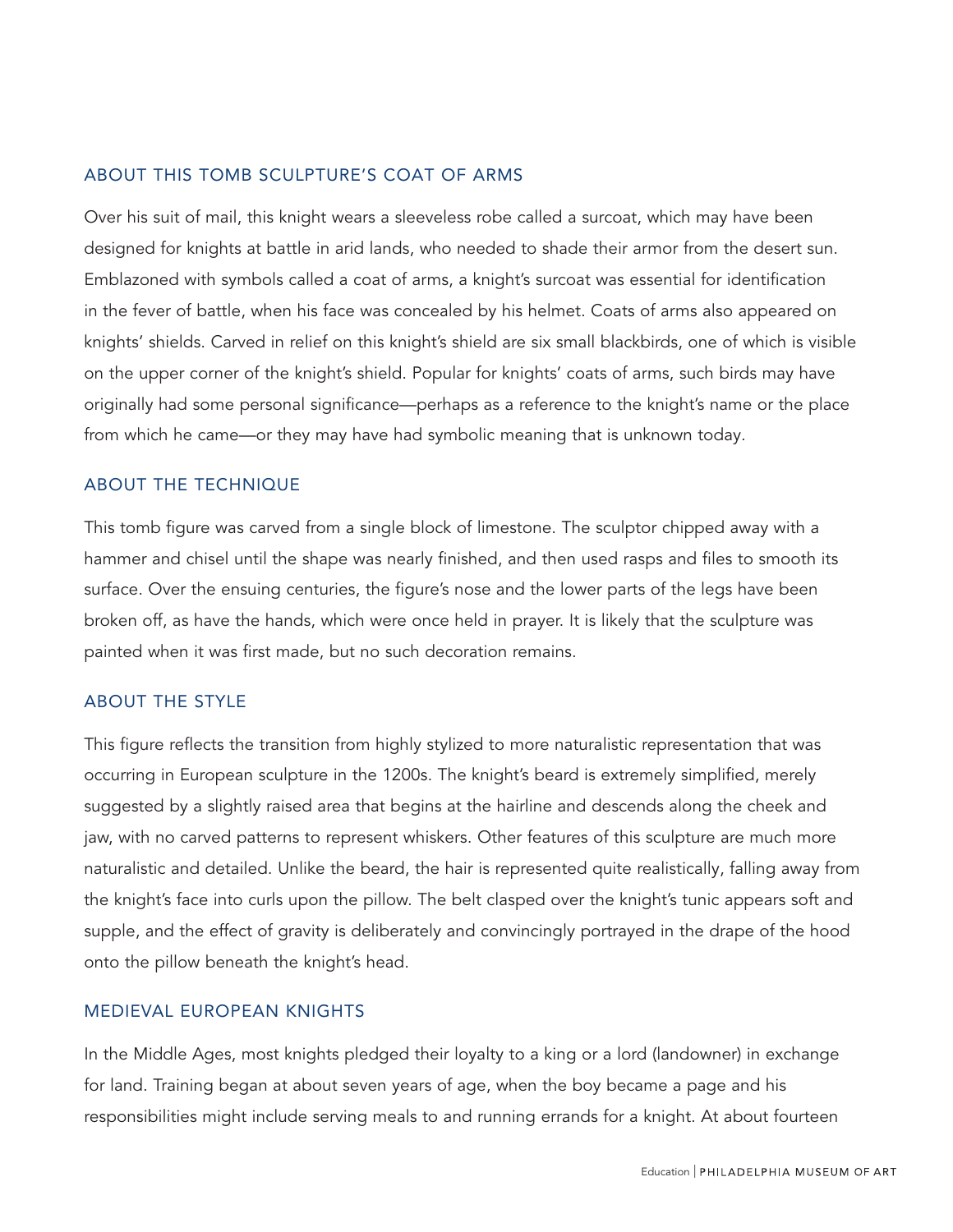## ABOUT THIS TOMB SCULPTURE'S COAT OF ARMS

Over his suit of mail, this knight wears a sleeveless robe called a surcoat, which may have been designed for knights at battle in arid lands, who needed to shade their armor from the desert sun. Emblazoned with symbols called a coat of arms, a knight's surcoat was essential for identification in the fever of battle, when his face was concealed by his helmet. Coats of arms also appeared on knights' shields. Carved in relief on this knight's shield are six small blackbirds, one of which is visible on the upper corner of the knight's shield. Popular for knights' coats of arms, such birds may have originally had some personal significance—perhaps as a reference to the knight's name or the place from which he came—or they may have had symbolic meaning that is unknown today.

## ABOUT THE TECHNIQUE

This tomb figure was carved from a single block of limestone. The sculptor chipped away with a hammer and chisel until the shape was nearly finished, and then used rasps and files to smooth its surface. Over the ensuing centuries, the figure's nose and the lower parts of the legs have been broken off, as have the hands, which were once held in prayer. It is likely that the sculpture was painted when it was first made, but no such decoration remains.

## ABOUT THE STYLE

This figure reflects the transition from highly stylized to more naturalistic representation that was occurring in European sculpture in the 1200s. The knight's beard is extremely simplified, merely suggested by a slightly raised area that begins at the hairline and descends along the cheek and jaw, with no carved patterns to represent whiskers. Other features of this sculpture are much more naturalistic and detailed. Unlike the beard, the hair is represented quite realistically, falling away from the knight's face into curls upon the pillow. The belt clasped over the knight's tunic appears soft and supple, and the effect of gravity is deliberately and convincingly portrayed in the drape of the hood onto the pillow beneath the knight's head.

## MEDIEVAL EUROPEAN KNIGHTS

In the Middle Ages, most knights pledged their loyalty to a king or a lord (landowner) in exchange for land. Training began at about seven years of age, when the boy became a page and his responsibilities might include serving meals to and running errands for a knight. At about fourteen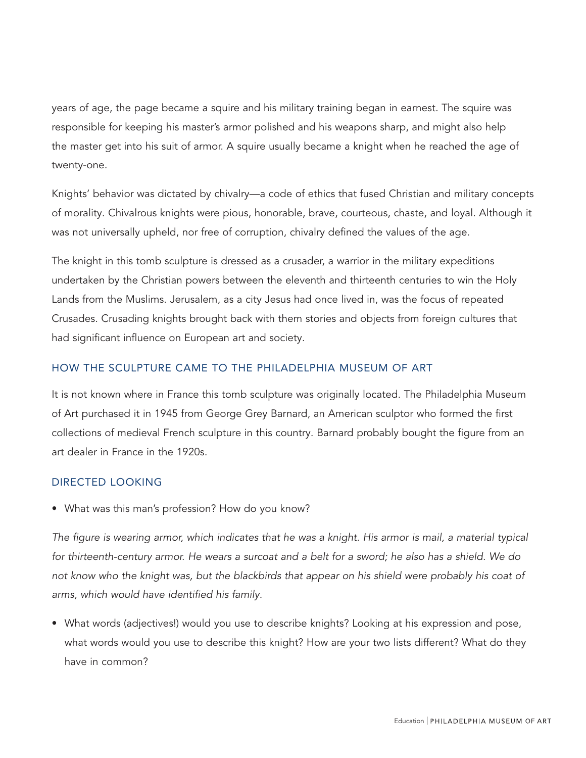years of age, the page became a squire and his military training began in earnest. The squire was responsible for keeping his master's armor polished and his weapons sharp, and might also help the master get into his suit of armor. A squire usually became a knight when he reached the age of twenty-one.

Knights' behavior was dictated by chivalry—a code of ethics that fused Christian and military concepts of morality. Chivalrous knights were pious, honorable, brave, courteous, chaste, and loyal. Although it was not universally upheld, nor free of corruption, chivalry defined the values of the age.

The knight in this tomb sculpture is dressed as a crusader, a warrior in the military expeditions undertaken by the Christian powers between the eleventh and thirteenth centuries to win the Holy Lands from the Muslims. Jerusalem, as a city Jesus had once lived in, was the focus of repeated Crusades. Crusading knights brought back with them stories and objects from foreign cultures that had significant influence on European art and society.

## HOW THE SCULPTURE CAME TO THE PHILADELPHIA MUSEUM OF ART

It is not known where in France this tomb sculpture was originally located. The Philadelphia Museum of Art purchased it in 1945 from George Grey Barnard, an American sculptor who formed the first collections of medieval French sculpture in this country. Barnard probably bought the figure from an art dealer in France in the 1920s.

## DIRECTED LOOKING

- What was this man's profession? How do you know?

*The figure is wearing armor, which indicates that he was a knight. His armor is mail, a material typical for thirteenth-century armor. He wears a surcoat and a belt for a sword; he also has a shield. We do not know who the knight was, but the blackbirds that appear on his shield were probably his coat of arms, which would have identified his family.*

- What words (adjectives!) would you use to describe knights? Looking at his expression and pose, what words would you use to describe this knight? How are your two lists different? What do they have in common?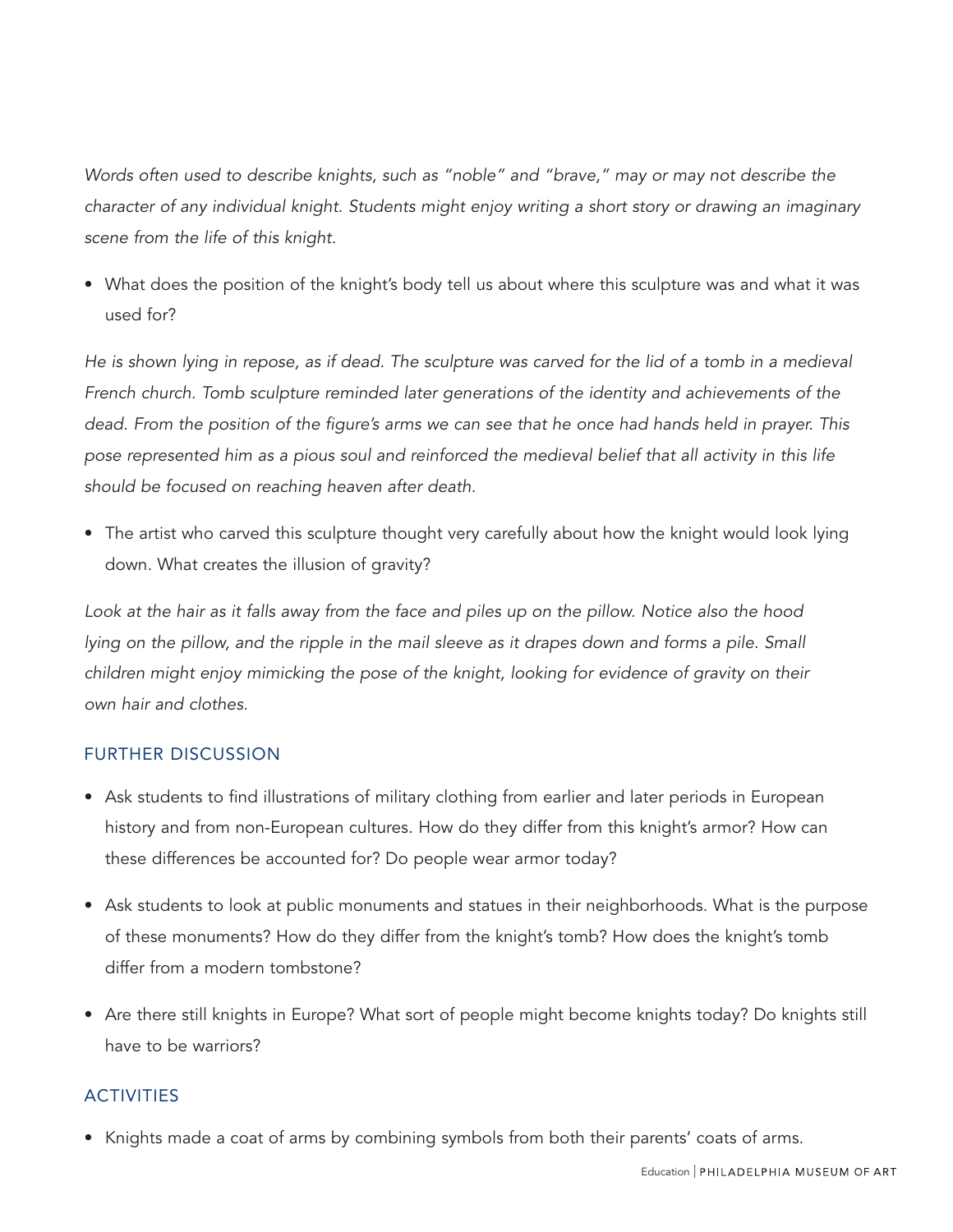*Words often used to describe knights, such as "noble" and "brave," may or may not describe the character of any individual knight. Students might enjoy writing a short story or drawing an imaginary scene from the life of this knight.*

- What does the position of the knight's body tell us about where this sculpture was and what it was used for?

*He is shown lying in repose, as if dead. The sculpture was carved for the lid of a tomb in a medieval French church. Tomb sculpture reminded later generations of the identity and achievements of the dead. From the position of the figure's arms we can see that he once had hands held in prayer. This pose represented him as a pious soul and reinforced the medieval belief that all activity in this life should be focused on reaching heaven after death.*

- The artist who carved this sculpture thought very carefully about how the knight would look lying down. What creates the illusion of gravity?

*Look at the hair as it falls away from the face and piles up on the pillow. Notice also the hood lying on the pillow, and the ripple in the mail sleeve as it drapes down and forms a pile. Small children might enjoy mimicking the pose of the knight, looking for evidence of gravity on their own hair and clothes.*

## FURTHER DISCUSSION

- Ask students to find illustrations of military clothing from earlier and later periods in European history and from non-European cultures. How do they differ from this knight's armor? How can these differences be accounted for? Do people wear armor today?
- Ask students to look at public monuments and statues in their neighborhoods. What is the purpose of these monuments? How do they differ from the knight's tomb? How does the knight's tomb differ from a modern tombstone?
- Are there still knights in Europe? What sort of people might become knights today? Do knights still have to be warriors?

## ACTIVITIES

- Knights made a coat of arms by combining symbols from both their parents' coats of arms.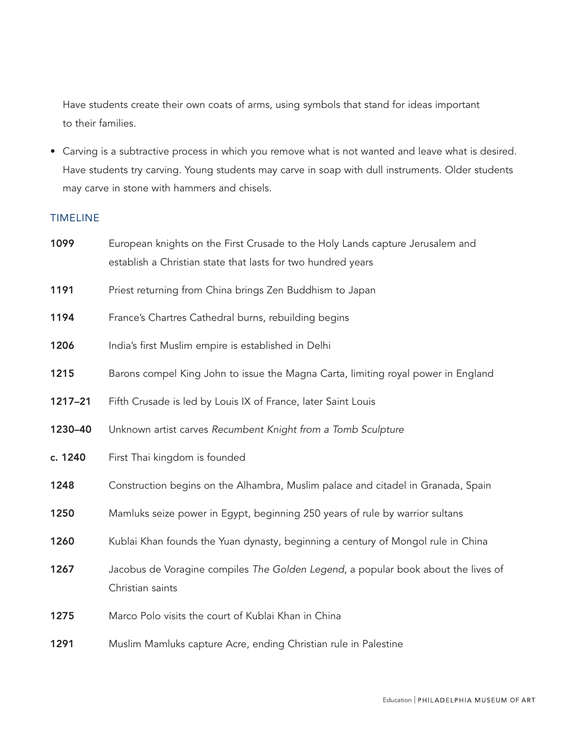Have students create their own coats of arms, using symbols that stand for ideas important to their families.

- Carving is a subtractive process in which you remove what is not wanted and leave what is desired. Have students try carving. Young students may carve in soap with dull instruments. Older students may carve in stone with hammers and chisels.

## TIMELINE

| | |
|---|---|
| **1099** | European knights on the First Crusade to the Holy Lands capture Jerusalem and establish a Christian state that lasts for two hundred years |
| **1191** | Priest returning from China brings Zen Buddhism to Japan |
| **1194** | France's Chartres Cathedral burns, rebuilding begins |
| **1206** | India's first Muslim empire is established in Delhi |
| **1215** | Barons compel King John to issue the Magna Carta, limiting royal power in England |
| **1217–21** | Fifth Crusade is led by Louis IX of France, later Saint Louis |
| **1230–40** | Unknown artist carves *Recumbent Knight from a Tomb Sculpture* |
| **c. 1240** | First Thai kingdom is founded |
| **1248** | Construction begins on the Alhambra, Muslim palace and citadel in Granada, Spain |
| **1250** | Mamluks seize power in Egypt, beginning 250 years of rule by warrior sultans |
| **1260** | Kublai Khan founds the Yuan dynasty, beginning a century of Mongol rule in China |
| **1267** | Jacobus de Voragine compiles *The Golden Legend*, a popular book about the lives of Christian saints |
| **1275** | Marco Polo visits the court of Kublai Khan in China |
| **1291** | Muslim Mamluks capture Acre, ending Christian rule in Palestine |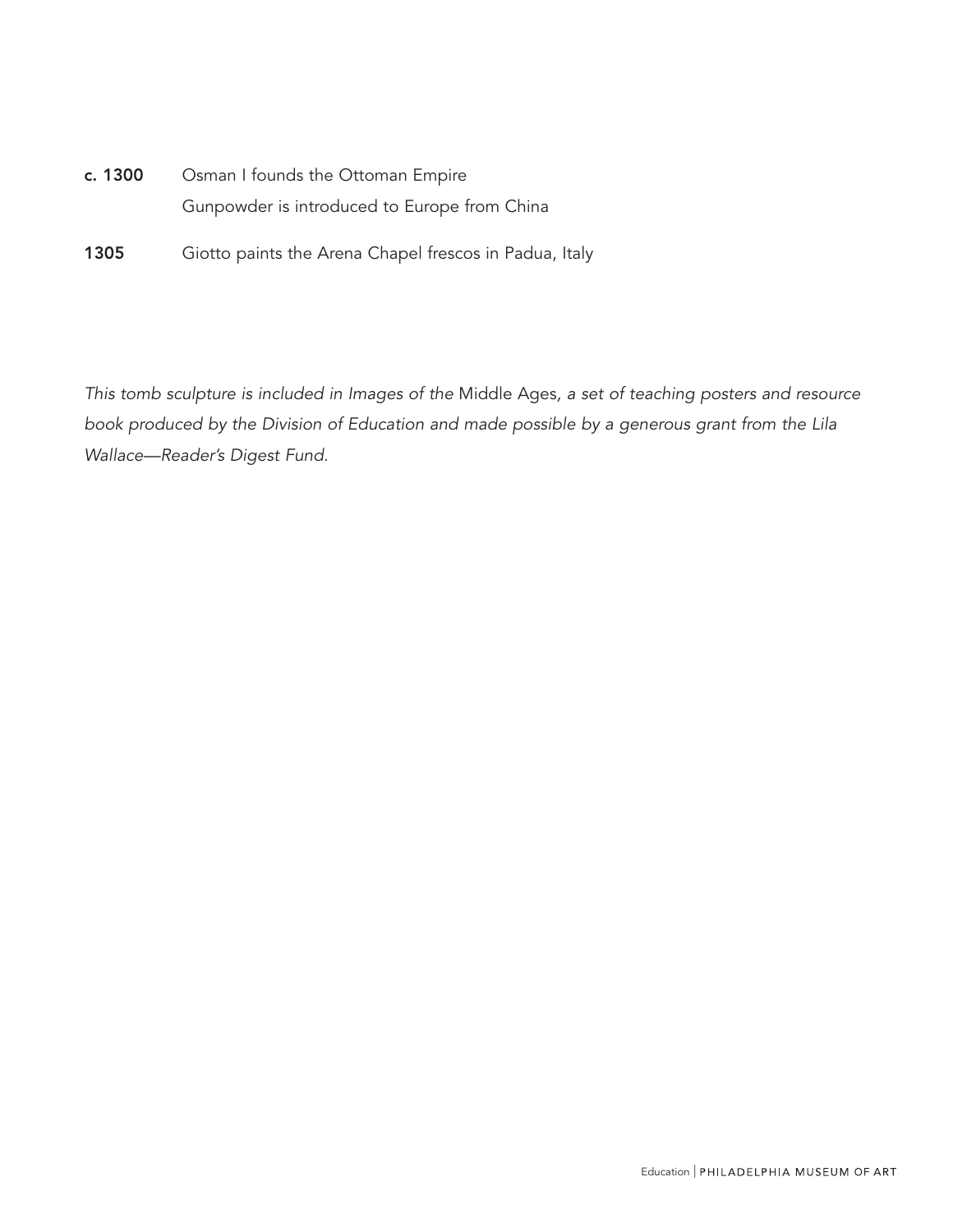**c. 1300** Osman I founds the Ottoman Empire
Gunpowder is introduced to Europe from China

**1305** Giotto paints the Arena Chapel frescos in Padua, Italy

*This tomb sculpture is included in Images of the* Middle Ages, *a set of teaching posters and resource book produced by the Division of Education and made possible by a generous grant from the Lila Wallace—Reader's Digest Fund.*